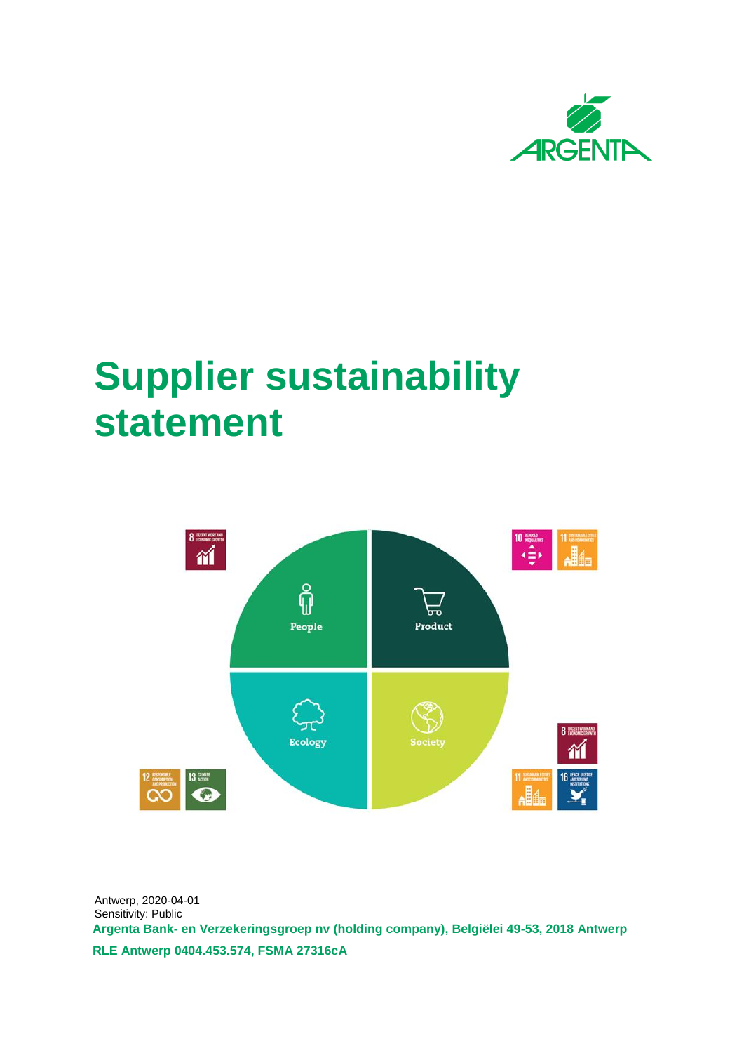# Supplier sustainability statement

People

Product

Ecology

Society

Antwerp, 2020-04-01
Sensitivity: Public

**Argenta Bank- en Verzekeringsgroep nv (holding company), Belgiëlei 49-53, 2018 Antwerp**

**RLE Antwerp 0404.453.574, FSMA 27316cA**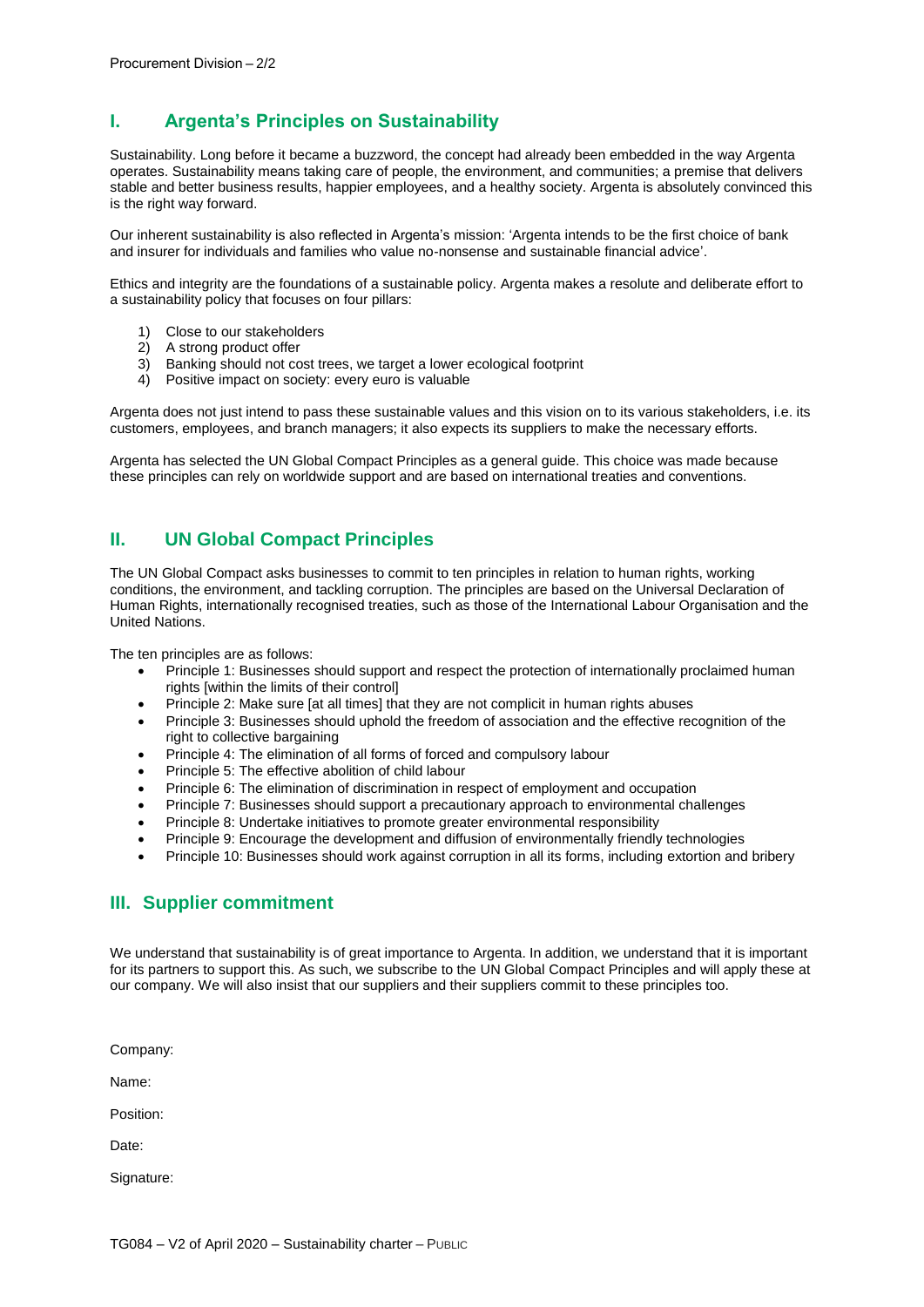## I. Argenta's Principles on Sustainability

Sustainability. Long before it became a buzzword, the concept had already been embedded in the way Argenta operates. Sustainability means taking care of people, the environment, and communities; a premise that delivers stable and better business results, happier employees, and a healthy society. Argenta is absolutely convinced this is the right way forward.

Our inherent sustainability is also reflected in Argenta's mission: 'Argenta intends to be the first choice of bank and insurer for individuals and families who value no-nonsense and sustainable financial advice'.

Ethics and integrity are the foundations of a sustainable policy. Argenta makes a resolute and deliberate effort to a sustainability policy that focuses on four pillars:

1) Close to our stakeholders
2) A strong product offer
3) Banking should not cost trees, we target a lower ecological footprint
4) Positive impact on society: every euro is valuable

Argenta does not just intend to pass these sustainable values and this vision on to its various stakeholders, i.e. its customers, employees, and branch managers; it also expects its suppliers to make the necessary efforts.

Argenta has selected the UN Global Compact Principles as a general guide. This choice was made because these principles can rely on worldwide support and are based on international treaties and conventions.

## II. UN Global Compact Principles

The UN Global Compact asks businesses to commit to ten principles in relation to human rights, working conditions, the environment, and tackling corruption. The principles are based on the Universal Declaration of Human Rights, internationally recognised treaties, such as those of the International Labour Organisation and the United Nations.

The ten principles are as follows:

- Principle 1: Businesses should support and respect the protection of internationally proclaimed human rights [within the limits of their control]
- Principle 2: Make sure [at all times] that they are not complicit in human rights abuses
- Principle 3: Businesses should uphold the freedom of association and the effective recognition of the right to collective bargaining
- Principle 4: The elimination of all forms of forced and compulsory labour
- Principle 5: The effective abolition of child labour
- Principle 6: The elimination of discrimination in respect of employment and occupation
- Principle 7: Businesses should support a precautionary approach to environmental challenges
- Principle 8: Undertake initiatives to promote greater environmental responsibility
- Principle 9: Encourage the development and diffusion of environmentally friendly technologies
- Principle 10: Businesses should work against corruption in all its forms, including extortion and bribery

## III. Supplier commitment

We understand that sustainability is of great importance to Argenta. In addition, we understand that it is important for its partners to support this. As such, we subscribe to the UN Global Compact Principles and will apply these at our company. We will also insist that our suppliers and their suppliers commit to these principles too.

Company:

Name:

Position:

Date:

Signature: